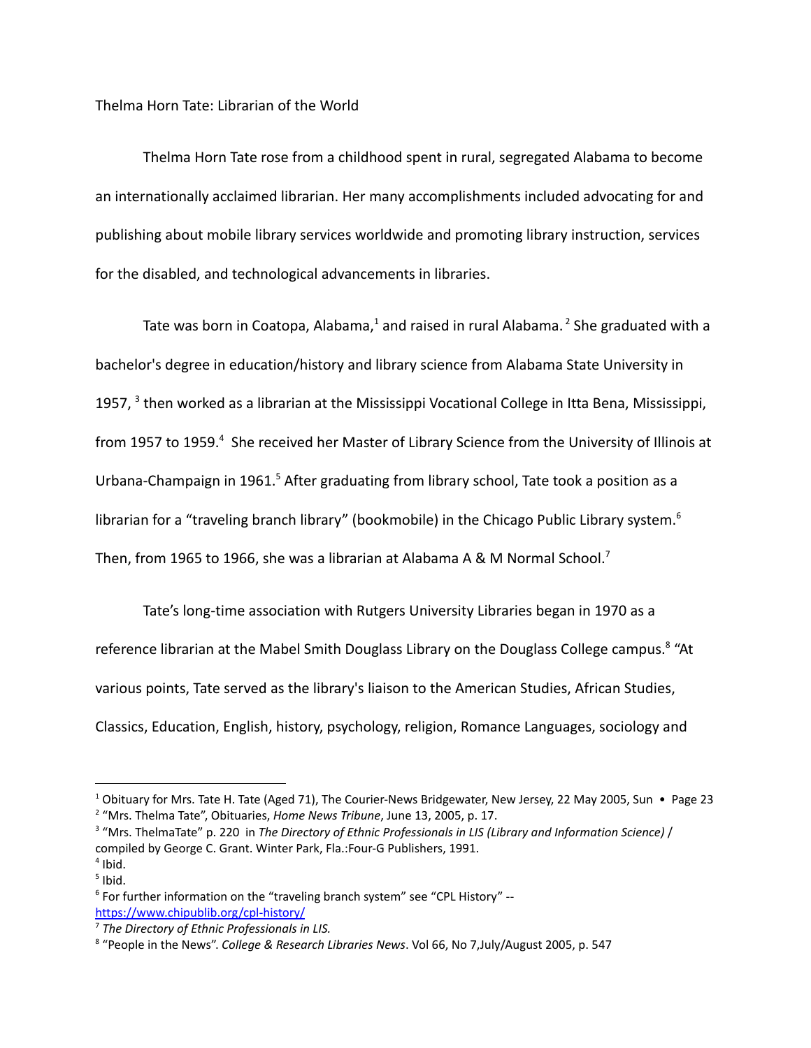# Thelma Horn Tate: Librarian of the World

Thelma Horn Tate rose from a childhood spent in rural, segregated Alabama to become an internationally acclaimed librarian. Her many accomplishments included advocating for and publishing about mobile library services worldwide and promoting library instruction, services for the disabled, and technological advancements in libraries.

Tate was born in Coatopa, Alabama,[1] and raised in rural Alabama.[2] She graduated with a bachelor's degree in education/history and library science from Alabama State University in 1957,[3] then worked as a librarian at the Mississippi Vocational College in Itta Bena, Mississippi, from 1957 to 1959.[4] She received her Master of Library Science from the University of Illinois at Urbana-Champaign in 1961.[5] After graduating from library school, Tate took a position as a librarian for a "traveling branch library" (bookmobile) in the Chicago Public Library system.[6] Then, from 1965 to 1966, she was a librarian at Alabama A & M Normal School.[7]

Tate's long-time association with Rutgers University Libraries began in 1970 as a reference librarian at the Mabel Smith Douglass Library on the Douglass College campus.[8] "At various points, Tate served as the library's liaison to the American Studies, African Studies, Classics, Education, English, history, psychology, religion, Romance Languages, sociology and

---

[1] Obituary for Mrs. Tate H. Tate (Aged 71), The Courier-News Bridgewater, New Jersey, 22 May 2005, Sun • Page 23

[2] "Mrs. Thelma Tate", Obituaries, *Home News Tribune*, June 13, 2005, p. 17.

[3] "Mrs. ThelmaTate" p. 220 in *The Directory of Ethnic Professionals in LIS (Library and Information Science)* / compiled by George C. Grant. Winter Park, Fla.:Four-G Publishers, 1991.

[4] Ibid.

[5] Ibid.

[6] For further information on the "traveling branch system" see "CPL History" -- https://www.chipublib.org/cpl-history/

[7] *The Directory of Ethnic Professionals in LIS.*

[8] "People in the News". *College & Research Libraries News*. Vol 66, No 7,July/August 2005, p. 547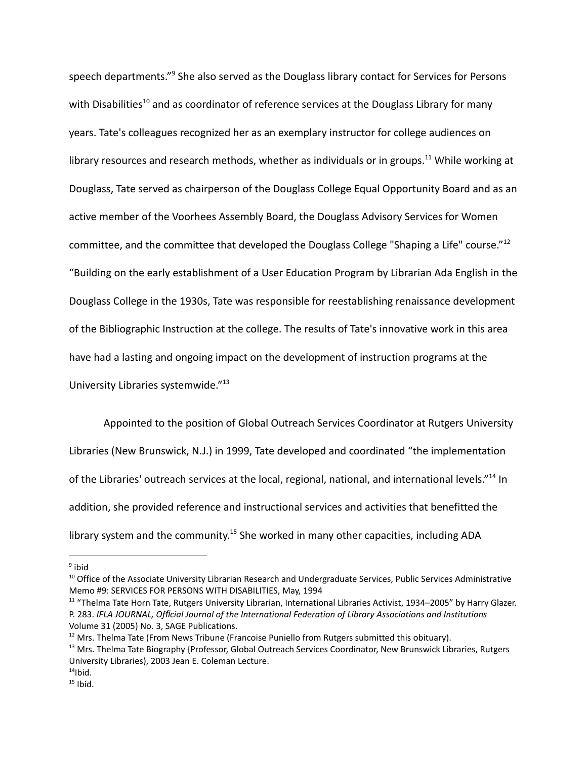speech departments."[9] She also served as the Douglass library contact for Services for Persons with Disabilities[10] and as coordinator of reference services at the Douglass Library for many years. Tate's colleagues recognized her as an exemplary instructor for college audiences on library resources and research methods, whether as individuals or in groups.[11] While working at Douglass, Tate served as chairperson of the Douglass College Equal Opportunity Board and as an active member of the Voorhees Assembly Board, the Douglass Advisory Services for Women committee, and the committee that developed the Douglass College "Shaping a Life" course."[12] "Building on the early establishment of a User Education Program by Librarian Ada English in the Douglass College in the 1930s, Tate was responsible for reestablishing renaissance development of the Bibliographic Instruction at the college. The results of Tate's innovative work in this area have had a lasting and ongoing impact on the development of instruction programs at the University Libraries systemwide."[13]

Appointed to the position of Global Outreach Services Coordinator at Rutgers University Libraries (New Brunswick, N.J.) in 1999, Tate developed and coordinated "the implementation of the Libraries' outreach services at the local, regional, national, and international levels."[14] In addition, she provided reference and instructional services and activities that benefitted the library system and the community.[15] She worked in many other capacities, including ADA

---

[9] ibid

[10] Office of the Associate University Librarian Research and Undergraduate Services, Public Services Administrative Memo #9: SERVICES FOR PERSONS WITH DISABILITIES, May, 1994

[11] "Thelma Tate Horn Tate, Rutgers University Librarian, International Libraries Activist, 1934–2005" by Harry Glazer. P. 283. *IFLA JOURNAL, Official Journal of the International Federation of Library Associations and Institutions* Volume 31 (2005) No. 3, SAGE Publications.

[12] Mrs. Thelma Tate (From News Tribune (Francoise Puniello from Rutgers submitted this obituary).

[13] Mrs. Thelma Tate Biography {Professor, Global Outreach Services Coordinator, New Brunswick Libraries, Rutgers University Libraries), 2003 Jean E. Coleman Lecture.

[14] Ibid.

[15] Ibid.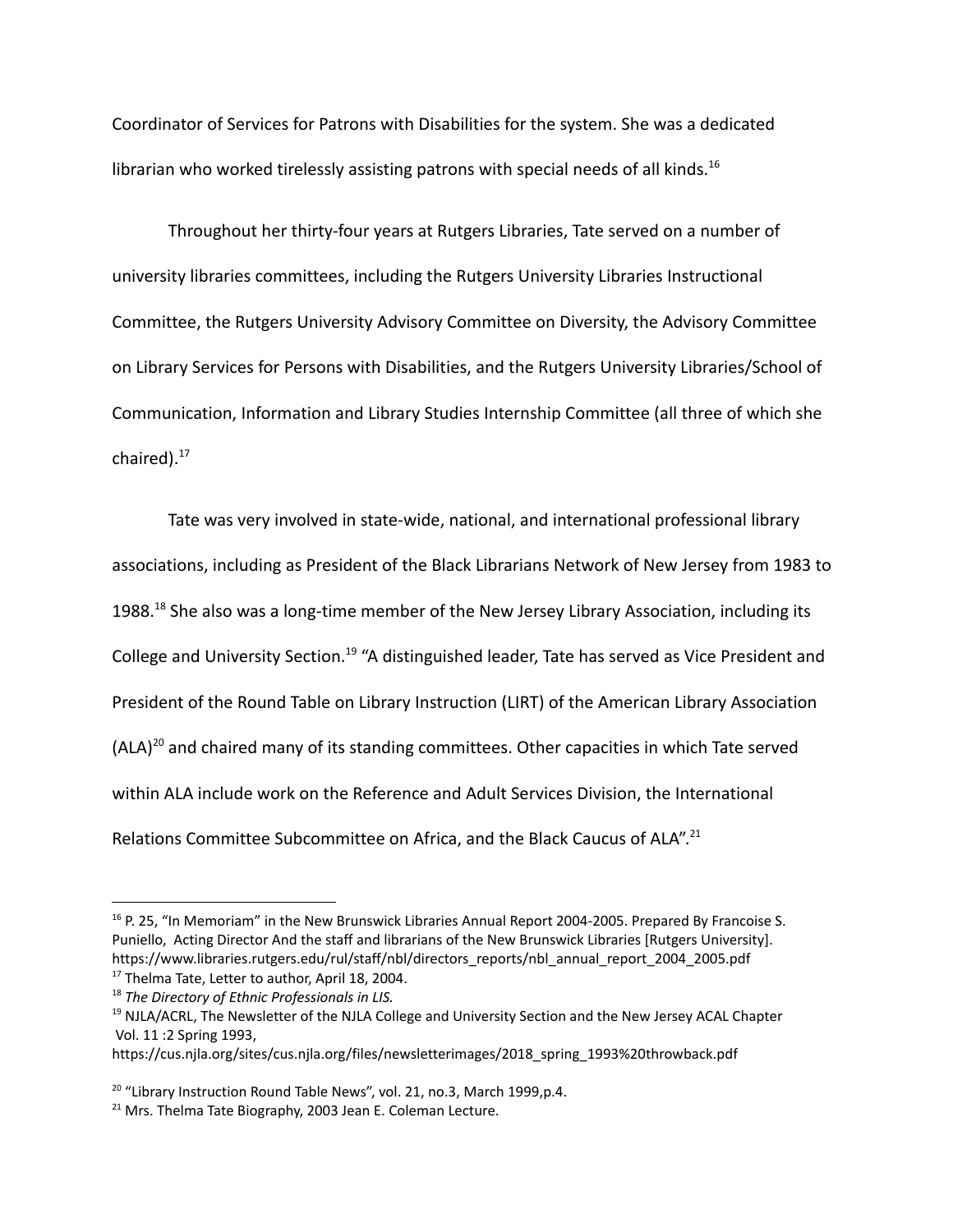Coordinator of Services for Patrons with Disabilities for the system. She was a dedicated librarian who worked tirelessly assisting patrons with special needs of all kinds.[16]

Throughout her thirty-four years at Rutgers Libraries, Tate served on a number of university libraries committees, including the Rutgers University Libraries Instructional Committee, the Rutgers University Advisory Committee on Diversity, the Advisory Committee on Library Services for Persons with Disabilities, and the Rutgers University Libraries/School of Communication, Information and Library Studies Internship Committee (all three of which she chaired).[17]

Tate was very involved in state-wide, national, and international professional library associations, including as President of the Black Librarians Network of New Jersey from 1983 to 1988.[18] She also was a long-time member of the New Jersey Library Association, including its College and University Section.[19] "A distinguished leader, Tate has served as Vice President and President of the Round Table on Library Instruction (LIRT) of the American Library Association (ALA)[20] and chaired many of its standing committees. Other capacities in which Tate served within ALA include work on the Reference and Adult Services Division, the International Relations Committee Subcommittee on Africa, and the Black Caucus of ALA".[21]

---

[16] P. 25, "In Memoriam" in the New Brunswick Libraries Annual Report 2004-2005. Prepared By Francoise S. Puniello, Acting Director And the staff and librarians of the New Brunswick Libraries [Rutgers University]. https://www.libraries.rutgers.edu/rul/staff/nbl/directors_reports/nbl_annual_report_2004_2005.pdf

[17] Thelma Tate, Letter to author, April 18, 2004.

[18] *The Directory of Ethnic Professionals in LIS.*

[19] NJLA/ACRL, The Newsletter of the NJLA College and University Section and the New Jersey ACAL Chapter Vol. 11 :2 Spring 1993, https://cus.njla.org/sites/cus.njla.org/files/newsletterimages/2018_spring_1993%20throwback.pdf

[20] "Library Instruction Round Table News", vol. 21, no.3, March 1999,p.4.

[21] Mrs. Thelma Tate Biography, 2003 Jean E. Coleman Lecture.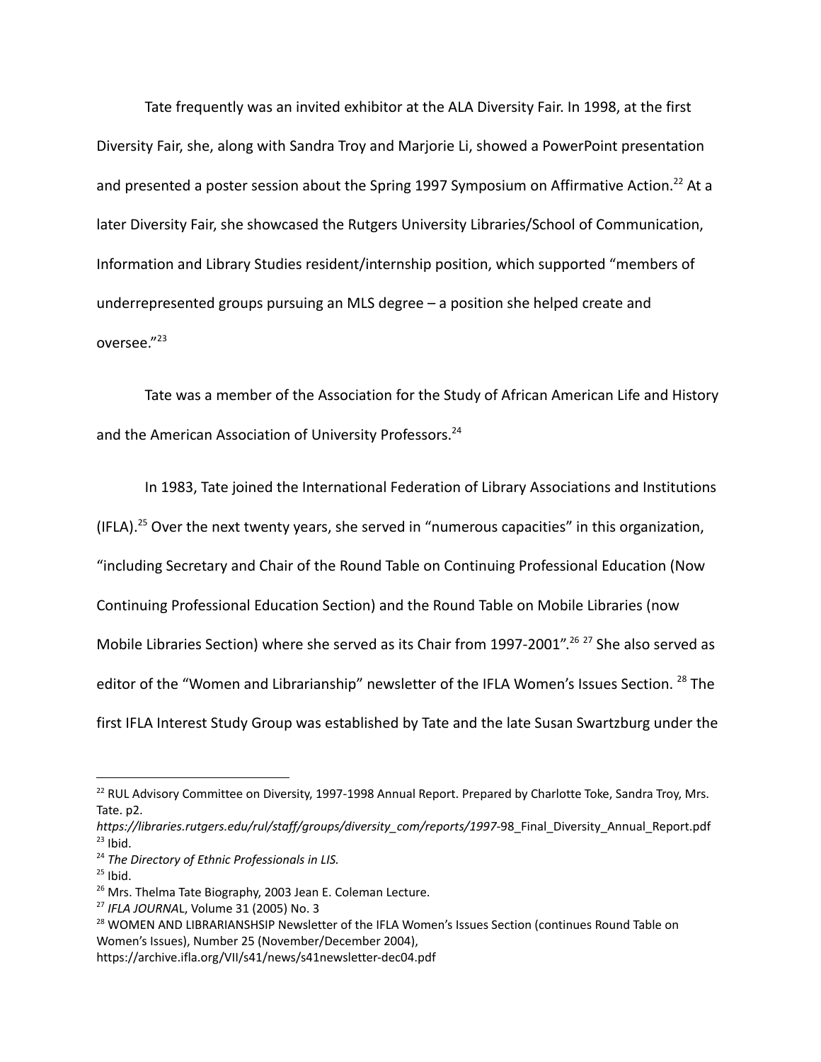Tate frequently was an invited exhibitor at the ALA Diversity Fair. In 1998, at the first Diversity Fair, she, along with Sandra Troy and Marjorie Li, showed a PowerPoint presentation and presented a poster session about the Spring 1997 Symposium on Affirmative Action.[22] At a later Diversity Fair, she showcased the Rutgers University Libraries/School of Communication, Information and Library Studies resident/internship position, which supported "members of underrepresented groups pursuing an MLS degree – a position she helped create and oversee."[23]

Tate was a member of the Association for the Study of African American Life and History and the American Association of University Professors.[24]

In 1983, Tate joined the International Federation of Library Associations and Institutions (IFLA).[25] Over the next twenty years, she served in "numerous capacities" in this organization, "including Secretary and Chair of the Round Table on Continuing Professional Education (Now Continuing Professional Education Section) and the Round Table on Mobile Libraries (now Mobile Libraries Section) where she served as its Chair from 1997-2001".[26] [27] She also served as editor of the "Women and Librarianship" newsletter of the IFLA Women's Issues Section. [28] The first IFLA Interest Study Group was established by Tate and the late Susan Swartzburg under the

---

[22] RUL Advisory Committee on Diversity, 1997-1998 Annual Report. Prepared by Charlotte Toke, Sandra Troy, Mrs. Tate. p2.
*https://libraries.rutgers.edu/rul/staff/groups/diversity_com/reports/1997*-98_Final_Diversity_Annual_Report.pdf

[23] Ibid.

[24] *The Directory of Ethnic Professionals in LIS.*

[25] Ibid.

[26] Mrs. Thelma Tate Biography, 2003 Jean E. Coleman Lecture.

[27] *IFLA JOURNA*L, Volume 31 (2005) No. 3

[28] WOMEN AND LIBRARIANSHSIP Newsletter of the IFLA Women's Issues Section (continues Round Table on Women's Issues), Number 25 (November/December 2004), https://archive.ifla.org/VII/s41/news/s41newsletter-dec04.pdf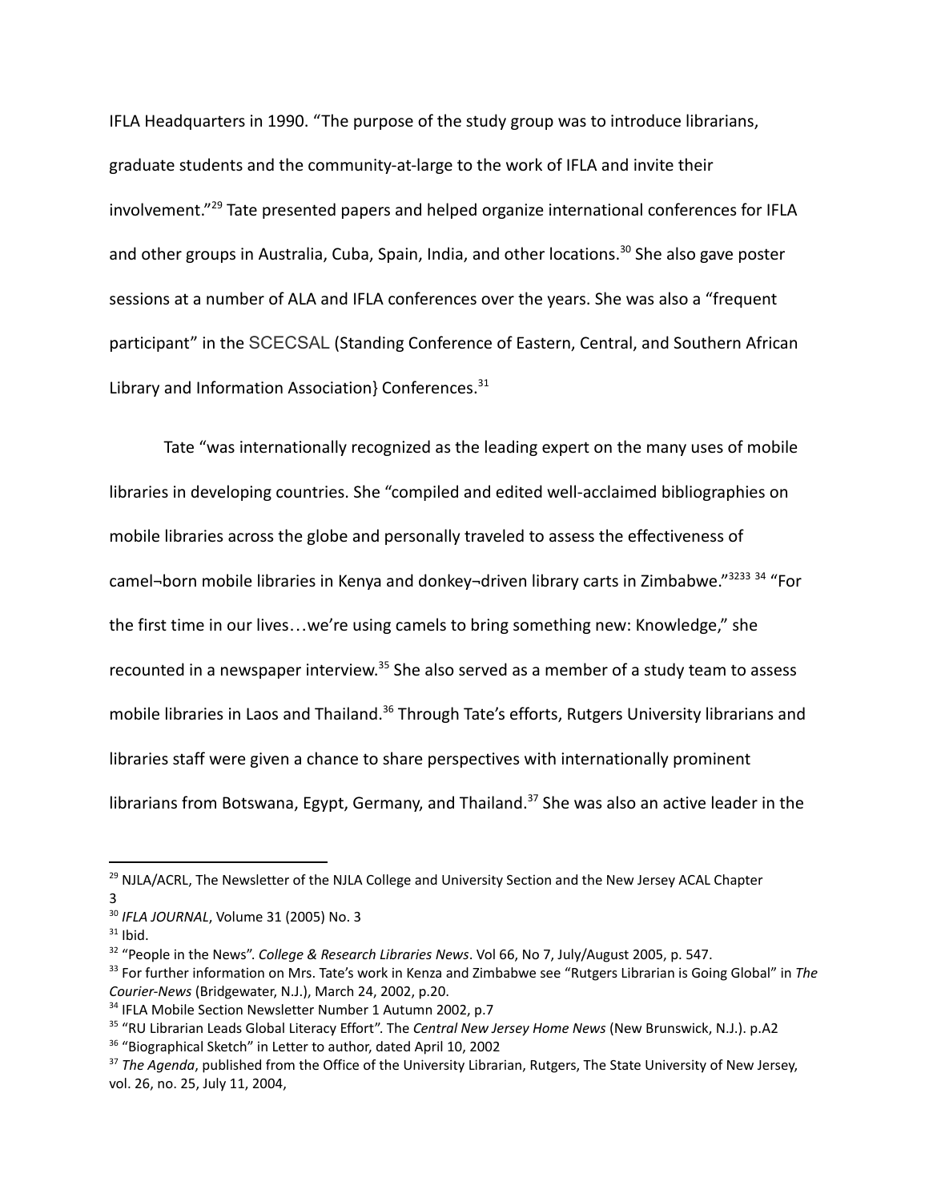IFLA Headquarters in 1990. "The purpose of the study group was to introduce librarians, graduate students and the community-at-large to the work of IFLA and invite their involvement."[29] Tate presented papers and helped organize international conferences for IFLA and other groups in Australia, Cuba, Spain, India, and other locations.[30] She also gave poster sessions at a number of ALA and IFLA conferences over the years. She was also a "frequent participant" in the SCECSAL (Standing Conference of Eastern, Central, and Southern African Library and Information Association} Conferences.[31]

Tate "was internationally recognized as the leading expert on the many uses of mobile libraries in developing countries. She "compiled and edited well-acclaimed bibliographies on mobile libraries across the globe and personally traveled to assess the effectiveness of camel¬born mobile libraries in Kenya and donkey¬driven library carts in Zimbabwe."[3233] [34] "For the first time in our lives…we're using camels to bring something new: Knowledge," she recounted in a newspaper interview.[35] She also served as a member of a study team to assess mobile libraries in Laos and Thailand.[36] Through Tate's efforts, Rutgers University librarians and libraries staff were given a chance to share perspectives with internationally prominent librarians from Botswana, Egypt, Germany, and Thailand.[37] She was also an active leader in the

---

[29] NJLA/ACRL, The Newsletter of the NJLA College and University Section and the New Jersey ACAL Chapter 3

[30] *IFLA JOURNAL*, Volume 31 (2005) No. 3

[31] Ibid.

[32] "People in the News". *College & Research Libraries News*. Vol 66, No 7, July/August 2005, p. 547.

[33] For further information on Mrs. Tate's work in Kenza and Zimbabwe see "Rutgers Librarian is Going Global" in *The Courier-News* (Bridgewater, N.J.), March 24, 2002, p.20.

[34] IFLA Mobile Section Newsletter Number 1 Autumn 2002, p.7

[35] "RU Librarian Leads Global Literacy Effort". The *Central New Jersey Home News* (New Brunswick, N.J.). p.A2

[36] "Biographical Sketch" in Letter to author, dated April 10, 2002

[37] *The Agenda*, published from the Office of the University Librarian, Rutgers, The State University of New Jersey, vol. 26, no. 25, July 11, 2004,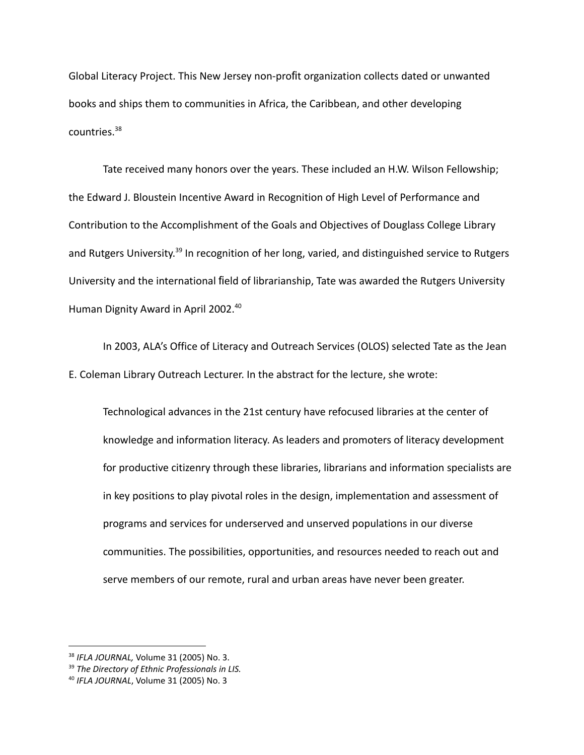Global Literacy Project. This New Jersey non-profit organization collects dated or unwanted books and ships them to communities in Africa, the Caribbean, and other developing countries.[38]

Tate received many honors over the years. These included an H.W. Wilson Fellowship; the Edward J. Bloustein Incentive Award in Recognition of High Level of Performance and Contribution to the Accomplishment of the Goals and Objectives of Douglass College Library and Rutgers University.[39] In recognition of her long, varied, and distinguished service to Rutgers University and the international field of librarianship, Tate was awarded the Rutgers University Human Dignity Award in April 2002.[40]

In 2003, ALA's Office of Literacy and Outreach Services (OLOS) selected Tate as the Jean E. Coleman Library Outreach Lecturer. In the abstract for the lecture, she wrote:

> Technological advances in the 21st century have refocused libraries at the center of knowledge and information literacy. As leaders and promoters of literacy development for productive citizenry through these libraries, librarians and information specialists are in key positions to play pivotal roles in the design, implementation and assessment of programs and services for underserved and unserved populations in our diverse communities. The possibilities, opportunities, and resources needed to reach out and serve members of our remote, rural and urban areas have never been greater.

---

[38] *IFLA JOURNAL,* Volume 31 (2005) No. 3.

[39] *The Directory of Ethnic Professionals in LIS.*

[40] *IFLA JOURNAL*, Volume 31 (2005) No. 3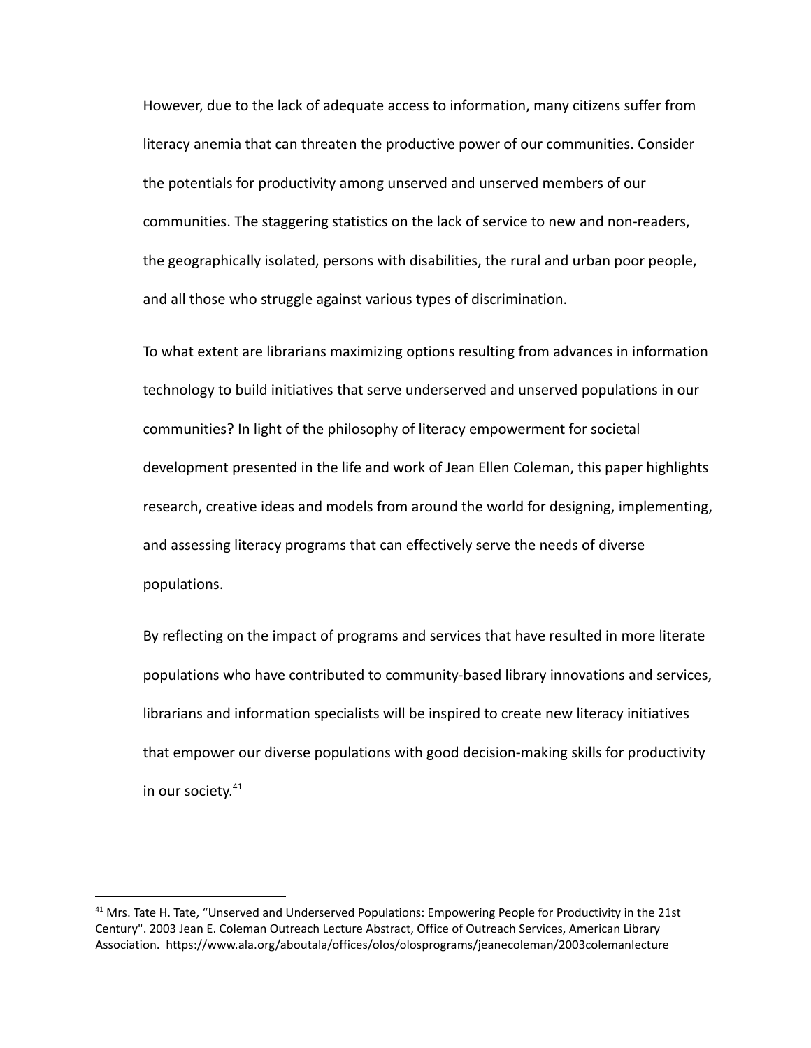However, due to the lack of adequate access to information, many citizens suffer from literacy anemia that can threaten the productive power of our communities. Consider the potentials for productivity among unserved and unserved members of our communities. The staggering statistics on the lack of service to new and non-readers, the geographically isolated, persons with disabilities, the rural and urban poor people, and all those who struggle against various types of discrimination.

To what extent are librarians maximizing options resulting from advances in information technology to build initiatives that serve underserved and unserved populations in our communities? In light of the philosophy of literacy empowerment for societal development presented in the life and work of Jean Ellen Coleman, this paper highlights research, creative ideas and models from around the world for designing, implementing, and assessing literacy programs that can effectively serve the needs of diverse populations.

By reflecting on the impact of programs and services that have resulted in more literate populations who have contributed to community-based library innovations and services, librarians and information specialists will be inspired to create new literacy initiatives that empower our diverse populations with good decision-making skills for productivity in our society.[41]

---

[41] Mrs. Tate H. Tate, "Unserved and Underserved Populations: Empowering People for Productivity in the 21st Century". 2003 Jean E. Coleman Outreach Lecture Abstract, Office of Outreach Services, American Library Association. https://www.ala.org/aboutala/offices/olos/olosprograms/jeanecoleman/2003colemanlecture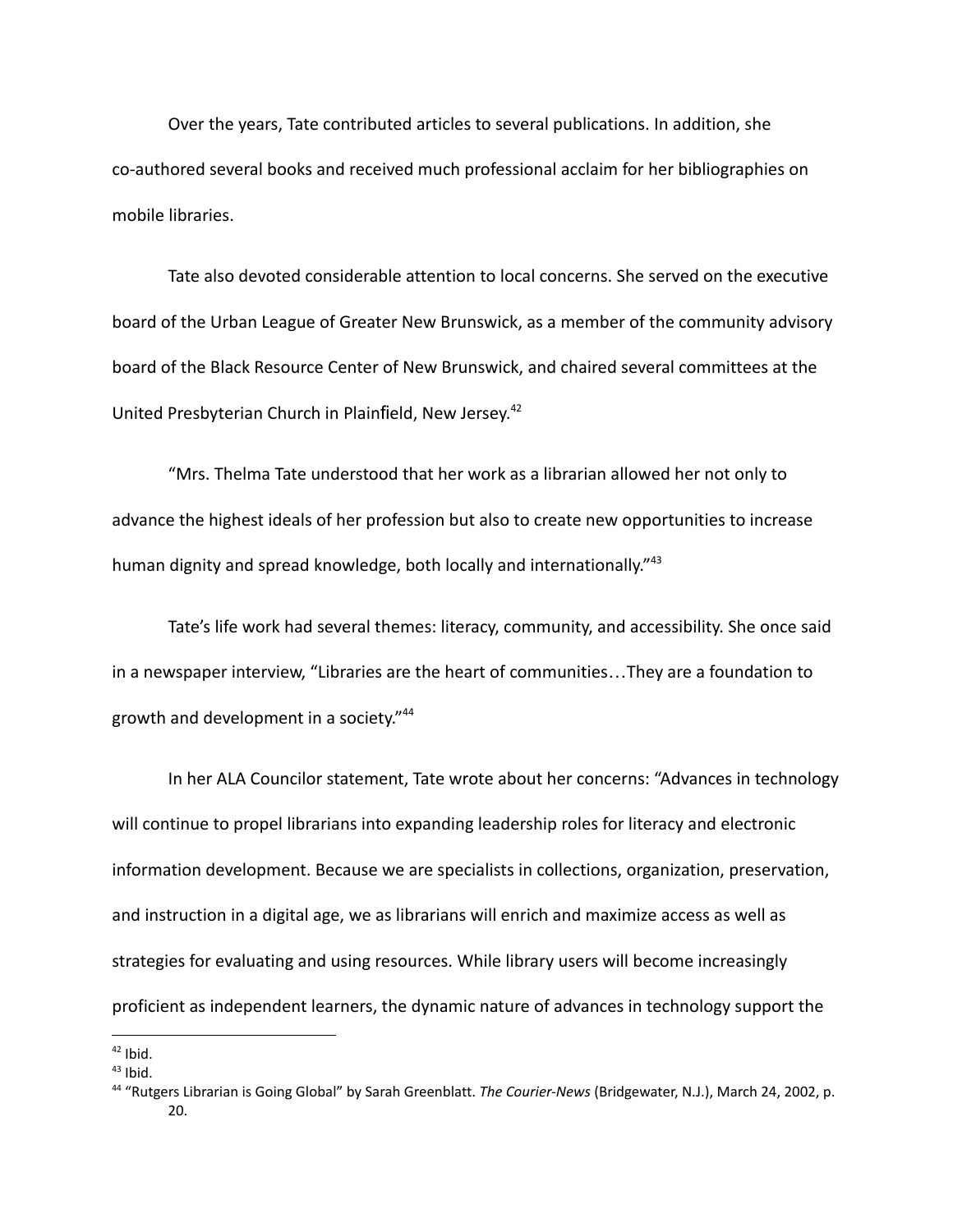Over the years, Tate contributed articles to several publications. In addition, she co-authored several books and received much professional acclaim for her bibliographies on mobile libraries.

Tate also devoted considerable attention to local concerns. She served on the executive board of the Urban League of Greater New Brunswick, as a member of the community advisory board of the Black Resource Center of New Brunswick, and chaired several committees at the United Presbyterian Church in Plainfield, New Jersey.[42]

"Mrs. Thelma Tate understood that her work as a librarian allowed her not only to advance the highest ideals of her profession but also to create new opportunities to increase human dignity and spread knowledge, both locally and internationally."[43]

Tate's life work had several themes: literacy, community, and accessibility. She once said in a newspaper interview, "Libraries are the heart of communities…They are a foundation to growth and development in a society."[44]

In her ALA Councilor statement, Tate wrote about her concerns: "Advances in technology will continue to propel librarians into expanding leadership roles for literacy and electronic information development. Because we are specialists in collections, organization, preservation, and instruction in a digital age, we as librarians will enrich and maximize access as well as strategies for evaluating and using resources. While library users will become increasingly proficient as independent learners, the dynamic nature of advances in technology support the

---

[42] Ibid.

[43] Ibid.

[44] "Rutgers Librarian is Going Global" by Sarah Greenblatt. *The Courier-News* (Bridgewater, N.J.), March 24, 2002, p. 20.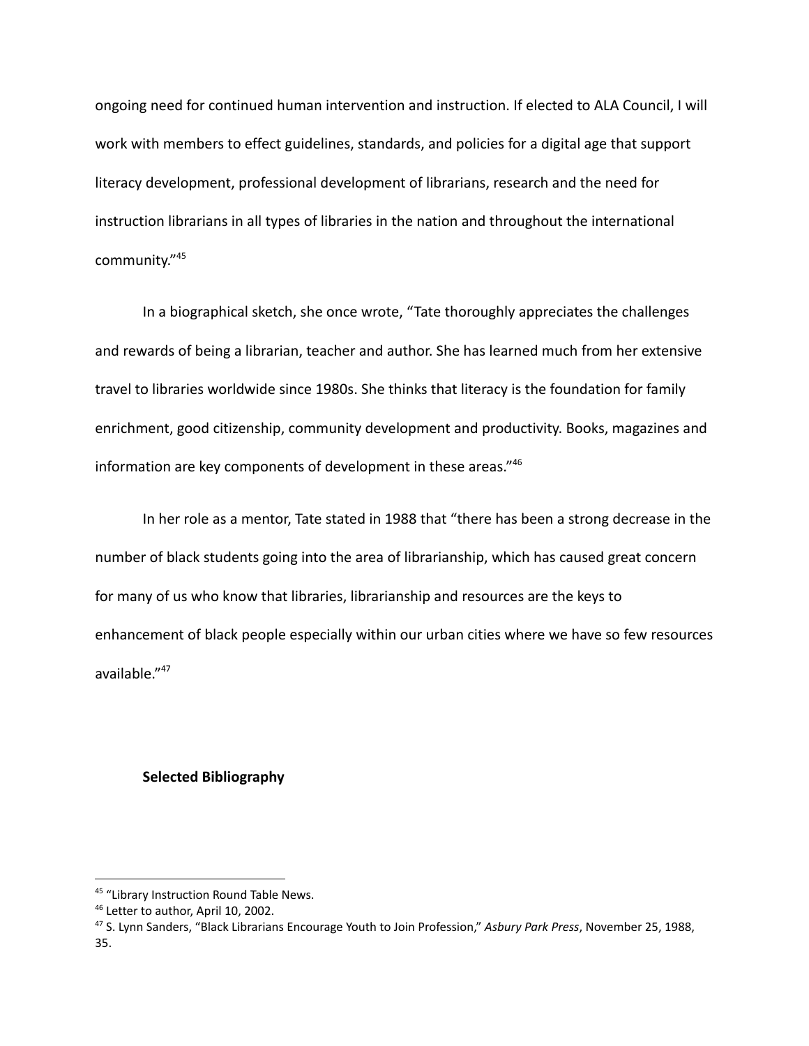ongoing need for continued human intervention and instruction. If elected to ALA Council, I will work with members to effect guidelines, standards, and policies for a digital age that support literacy development, professional development of librarians, research and the need for instruction librarians in all types of libraries in the nation and throughout the international community."[45]

In a biographical sketch, she once wrote, "Tate thoroughly appreciates the challenges and rewards of being a librarian, teacher and author. She has learned much from her extensive travel to libraries worldwide since 1980s. She thinks that literacy is the foundation for family enrichment, good citizenship, community development and productivity. Books, magazines and information are key components of development in these areas."[46]

In her role as a mentor, Tate stated in 1988 that "there has been a strong decrease in the number of black students going into the area of librarianship, which has caused great concern for many of us who know that libraries, librarianship and resources are the keys to enhancement of black people especially within our urban cities where we have so few resources available."[47]

**Selected Bibliography**

---

[45] "Library Instruction Round Table News.

[46] Letter to author, April 10, 2002.

[47] S. Lynn Sanders, "Black Librarians Encourage Youth to Join Profession," *Asbury Park Press*, November 25, 1988, 35.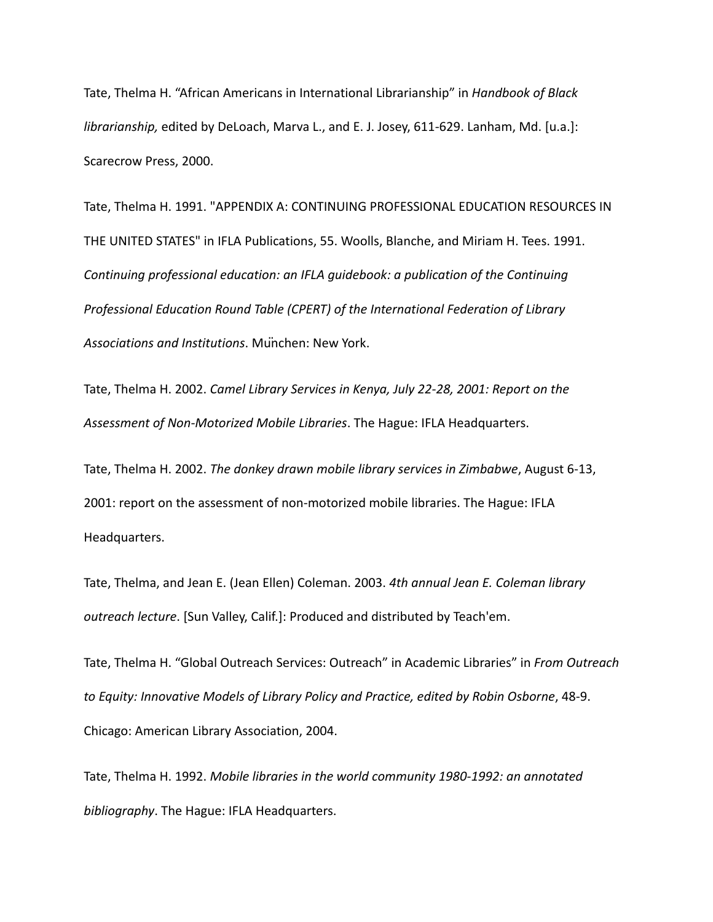Tate, Thelma H. “African Americans in International Librarianship” in *Handbook of Black librarianship,* edited by DeLoach, Marva L., and E. J. Josey, 611-629. Lanham, Md. [u.a.]: Scarecrow Press, 2000.

Tate, Thelma H. 1991. "APPENDIX A: CONTINUING PROFESSIONAL EDUCATION RESOURCES IN THE UNITED STATES" in IFLA Publications, 55. Woolls, Blanche, and Miriam H. Tees. 1991. *Continuing professional education: an IFLA guidebook: a publication of the Continuing Professional Education Round Table (CPERT) of the International Federation of Library Associations and Institutions*. München: New York.

Tate, Thelma H. 2002. *Camel Library Services in Kenya, July 22-28, 2001: Report on the Assessment of Non-Motorized Mobile Libraries*. The Hague: IFLA Headquarters.

Tate, Thelma H. 2002. *The donkey drawn mobile library services in Zimbabwe*, August 6-13, 2001: report on the assessment of non-motorized mobile libraries. The Hague: IFLA Headquarters.

Tate, Thelma, and Jean E. (Jean Ellen) Coleman. 2003. *4th annual Jean E. Coleman library outreach lecture*. [Sun Valley, Calif.]: Produced and distributed by Teach'em.

Tate, Thelma H. “Global Outreach Services: Outreach” in Academic Libraries” in *From Outreach to Equity: Innovative Models of Library Policy and Practice, edited by Robin Osborne*, 48-9. Chicago: American Library Association, 2004.

Tate, Thelma H. 1992. *Mobile libraries in the world community 1980-1992: an annotated bibliography*. The Hague: IFLA Headquarters.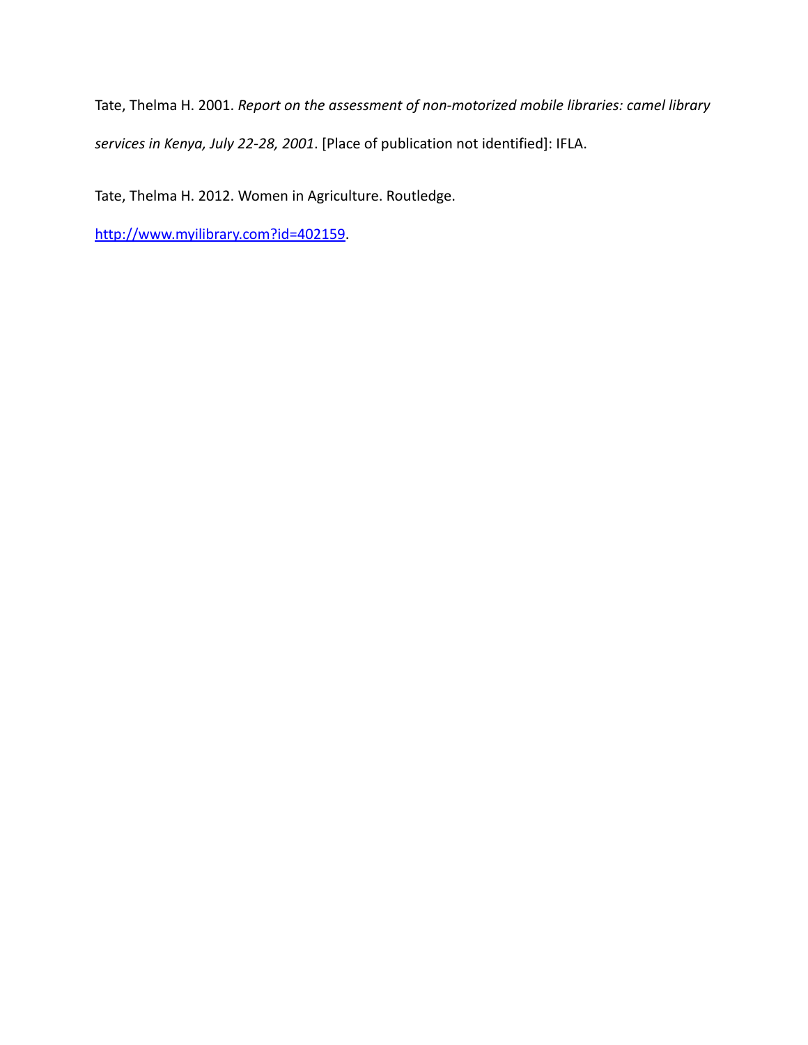Tate, Thelma H. 2001. *Report on the assessment of non-motorized mobile libraries: camel library services in Kenya, July 22-28, 2001*. [Place of publication not identified]: IFLA.

Tate, Thelma H. 2012. Women in Agriculture. Routledge.

http://www.myilibrary.com?id=402159.